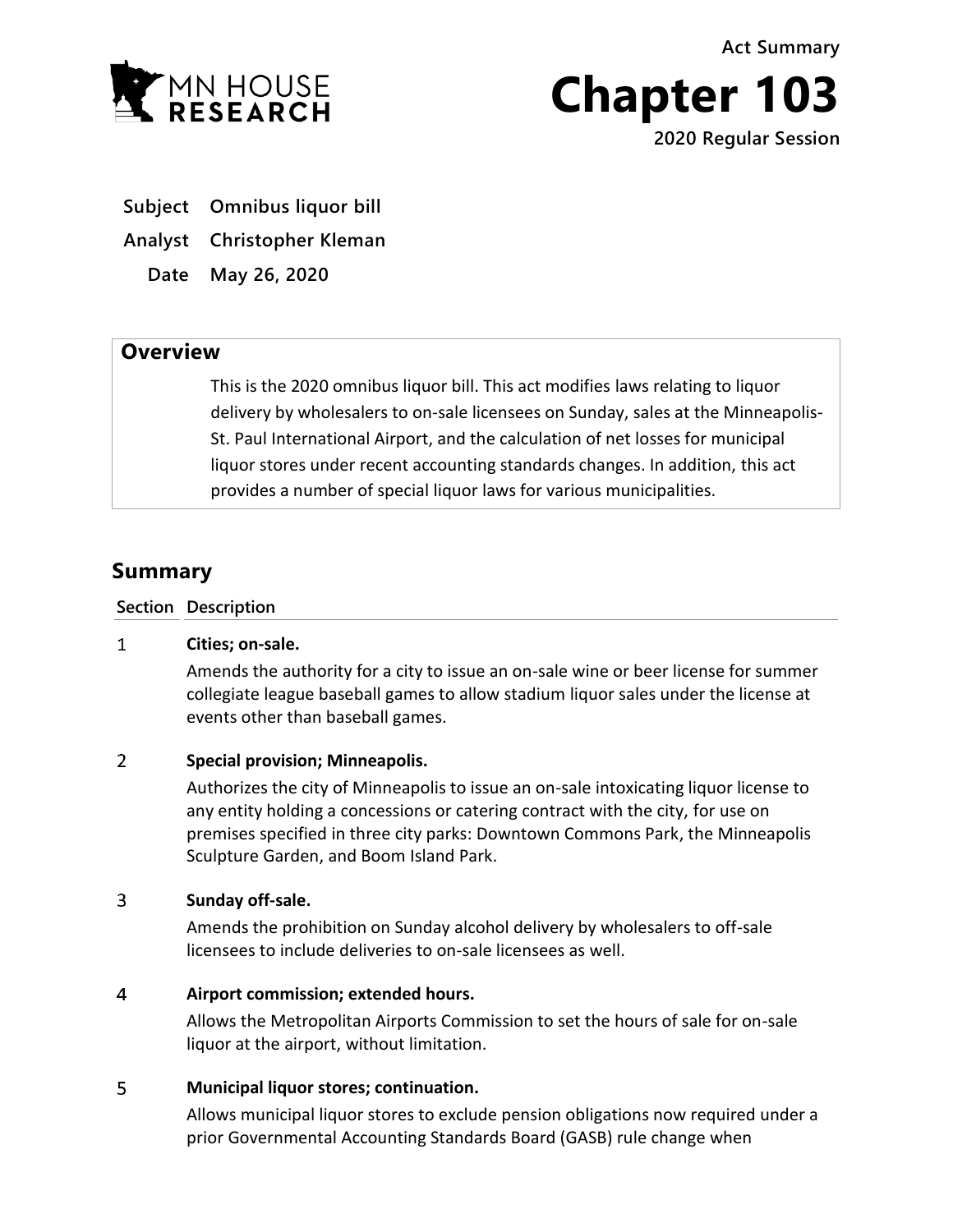MN HOUSE RESEARCH

Act Summary

# Chapter 103

2020 Regular Session

| | |
|---|---|
| **Subject** | **Omnibus liquor bill** |
| **Analyst** | **Christopher Kleman** |
| **Date** | **May 26, 2020** |

## Overview

This is the 2020 omnibus liquor bill. This act modifies laws relating to liquor delivery by wholesalers to on-sale licensees on Sunday, sales at the Minneapolis-St. Paul International Airport, and the calculation of net losses for municipal liquor stores under recent accounting standards changes. In addition, this act provides a number of special liquor laws for various municipalities.

## Summary

| Section | Description |
|---|---|
| 1 | **Cities; on-sale.**<br>Amends the authority for a city to issue an on-sale wine or beer license for summer collegiate league baseball games to allow stadium liquor sales under the license at events other than baseball games. |
| 2 | **Special provision; Minneapolis.**<br>Authorizes the city of Minneapolis to issue an on-sale intoxicating liquor license to any entity holding a concessions or catering contract with the city, for use on premises specified in three city parks: Downtown Commons Park, the Minneapolis Sculpture Garden, and Boom Island Park. |
| 3 | **Sunday off-sale.**<br>Amends the prohibition on Sunday alcohol delivery by wholesalers to off-sale licensees to include deliveries to on-sale licensees as well. |
| 4 | **Airport commission; extended hours.**<br>Allows the Metropolitan Airports Commission to set the hours of sale for on-sale liquor at the airport, without limitation. |
| 5 | **Municipal liquor stores; continuation.**<br>Allows municipal liquor stores to exclude pension obligations now required under a prior Governmental Accounting Standards Board (GASB) rule change when |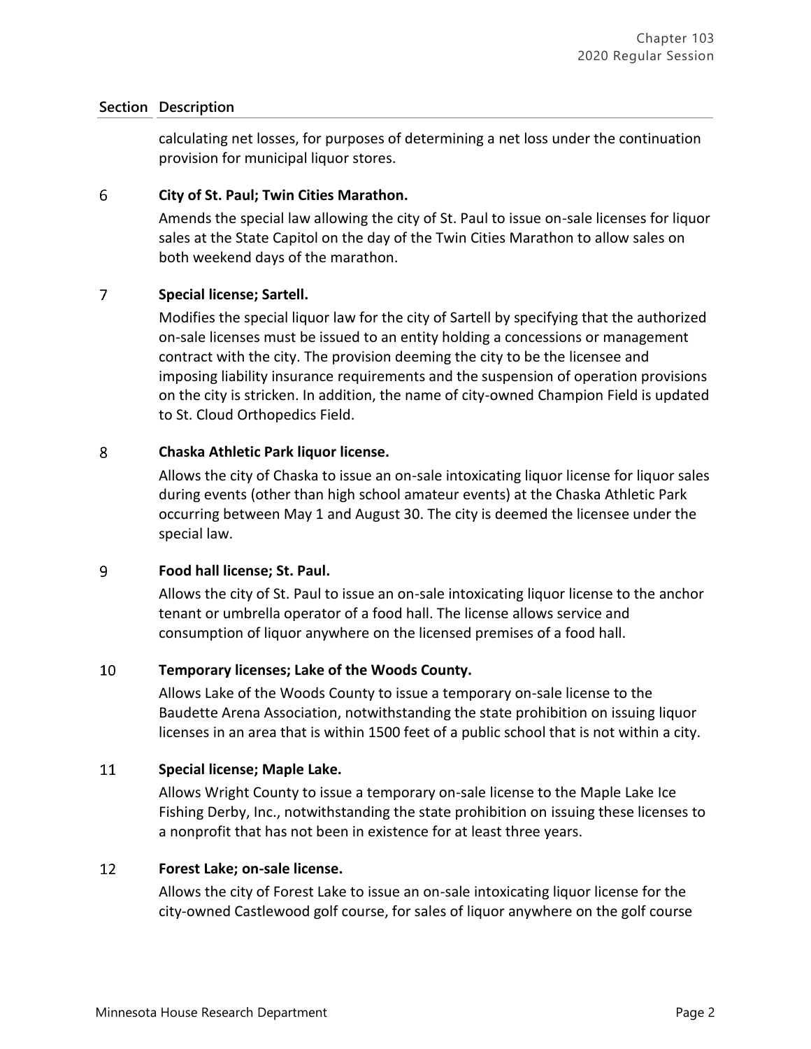| Section | Description |
|---|---|
| | calculating net losses, for purposes of determining a net loss under the continuation provision for municipal liquor stores. |
| 6 | **City of St. Paul; Twin Cities Marathon.** Amends the special law allowing the city of St. Paul to issue on-sale licenses for liquor sales at the State Capitol on the day of the Twin Cities Marathon to allow sales on both weekend days of the marathon. |
| 7 | **Special license; Sartell.** Modifies the special liquor law for the city of Sartell by specifying that the authorized on-sale licenses must be issued to an entity holding a concessions or management contract with the city. The provision deeming the city to be the licensee and imposing liability insurance requirements and the suspension of operation provisions on the city is stricken. In addition, the name of city-owned Champion Field is updated to St. Cloud Orthopedics Field. |
| 8 | **Chaska Athletic Park liquor license.** Allows the city of Chaska to issue an on-sale intoxicating liquor license for liquor sales during events (other than high school amateur events) at the Chaska Athletic Park occurring between May 1 and August 30. The city is deemed the licensee under the special law. |
| 9 | **Food hall license; St. Paul.** Allows the city of St. Paul to issue an on-sale intoxicating liquor license to the anchor tenant or umbrella operator of a food hall. The license allows service and consumption of liquor anywhere on the licensed premises of a food hall. |
| 10 | **Temporary licenses; Lake of the Woods County.** Allows Lake of the Woods County to issue a temporary on-sale license to the Baudette Arena Association, notwithstanding the state prohibition on issuing liquor licenses in an area that is within 1500 feet of a public school that is not within a city. |
| 11 | **Special license; Maple Lake.** Allows Wright County to issue a temporary on-sale license to the Maple Lake Ice Fishing Derby, Inc., notwithstanding the state prohibition on issuing these licenses to a nonprofit that has not been in existence for at least three years. |
| 12 | **Forest Lake; on-sale license.** Allows the city of Forest Lake to issue an on-sale intoxicating liquor license for the city-owned Castlewood golf course, for sales of liquor anywhere on the golf course |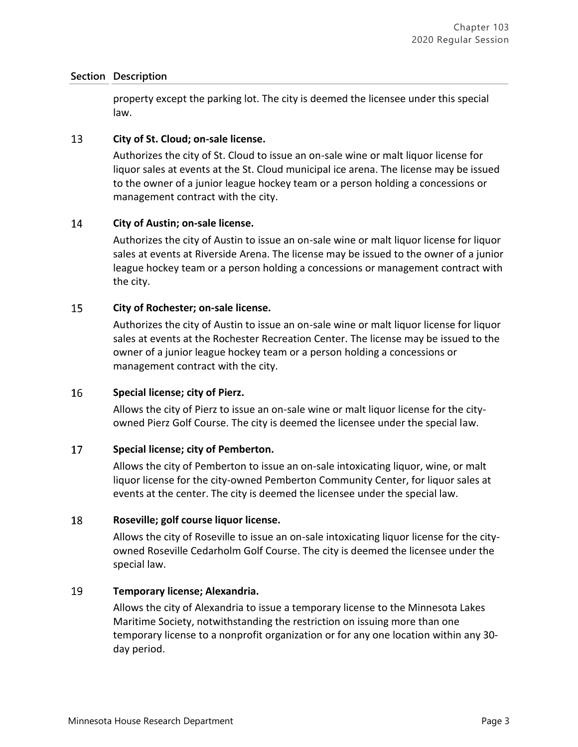| Section | Description |
|---|---|
| | property except the parking lot. The city is deemed the licensee under this special law. |
| 13 | **City of St. Cloud; on-sale license.**<br>Authorizes the city of St. Cloud to issue an on-sale wine or malt liquor license for liquor sales at events at the St. Cloud municipal ice arena. The license may be issued to the owner of a junior league hockey team or a person holding a concessions or management contract with the city. |
| 14 | **City of Austin; on-sale license.**<br>Authorizes the city of Austin to issue an on-sale wine or malt liquor license for liquor sales at events at Riverside Arena. The license may be issued to the owner of a junior league hockey team or a person holding a concessions or management contract with the city. |
| 15 | **City of Rochester; on-sale license.**<br>Authorizes the city of Austin to issue an on-sale wine or malt liquor license for liquor sales at events at the Rochester Recreation Center. The license may be issued to the owner of a junior league hockey team or a person holding a concessions or management contract with the city. |
| 16 | **Special license; city of Pierz.**<br>Allows the city of Pierz to issue an on-sale wine or malt liquor license for the city-owned Pierz Golf Course. The city is deemed the licensee under the special law. |
| 17 | **Special license; city of Pemberton.**<br>Allows the city of Pemberton to issue an on-sale intoxicating liquor, wine, or malt liquor license for the city-owned Pemberton Community Center, for liquor sales at events at the center. The city is deemed the licensee under the special law. |
| 18 | **Roseville; golf course liquor license.**<br>Allows the city of Roseville to issue an on-sale intoxicating liquor license for the city-owned Roseville Cedarholm Golf Course. The city is deemed the licensee under the special law. |
| 19 | **Temporary license; Alexandria.**<br>Allows the city of Alexandria to issue a temporary license to the Minnesota Lakes Maritime Society, notwithstanding the restriction on issuing more than one temporary license to a nonprofit organization or for any one location within any 30-day period. |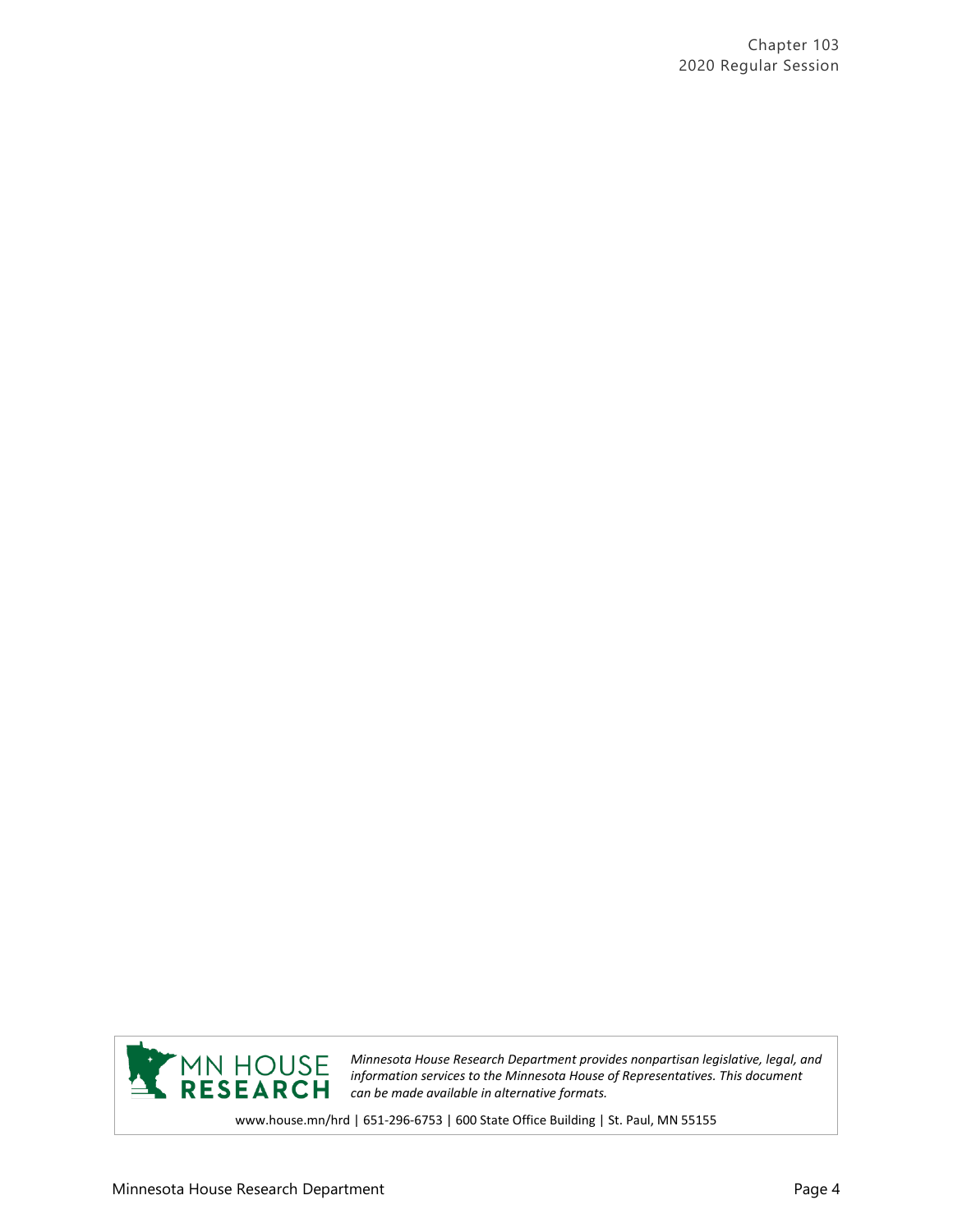MN HOUSE RESEARCH

*Minnesota House Research Department provides nonpartisan legislative, legal, and information services to the Minnesota House of Representatives. This document can be made available in alternative formats.*

www.house.mn/hrd | 651-296-6753 | 600 State Office Building | St. Paul, MN 55155